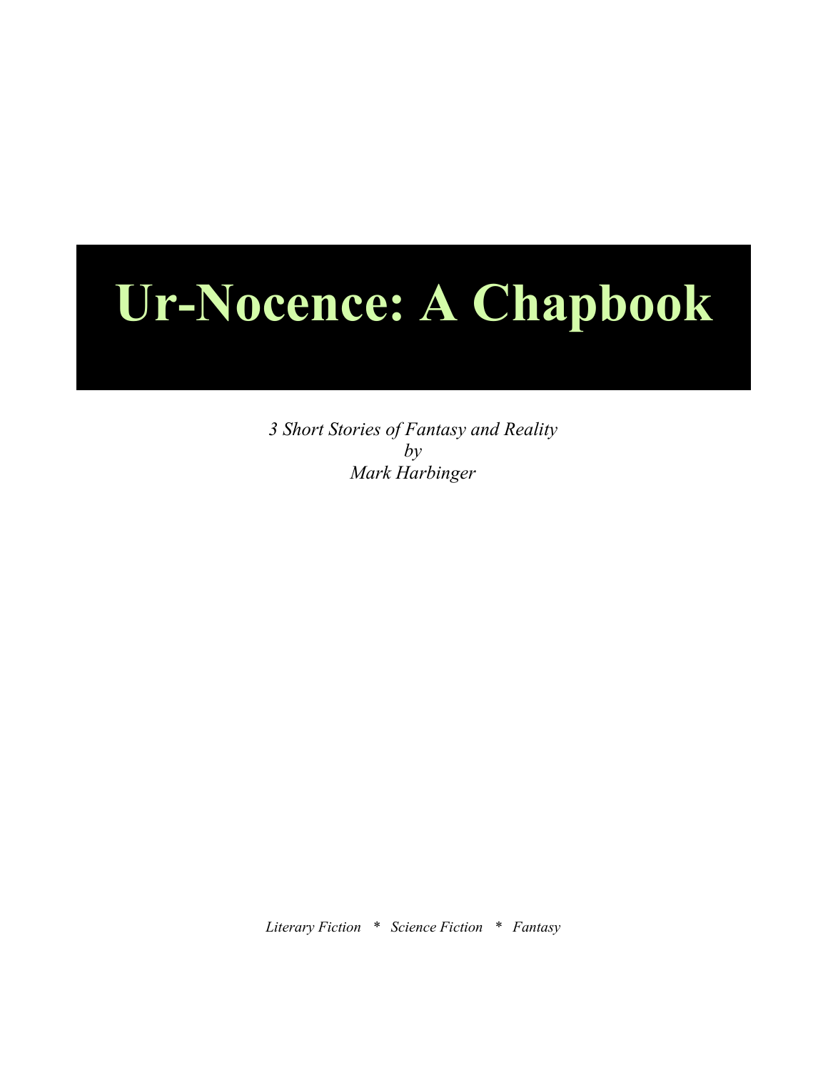# Ur-Nocence: A Chapbook

*3 Short Stories of Fantasy and Reality*
*by*
*Mark Harbinger*

*Literary Fiction * Science Fiction * Fantasy*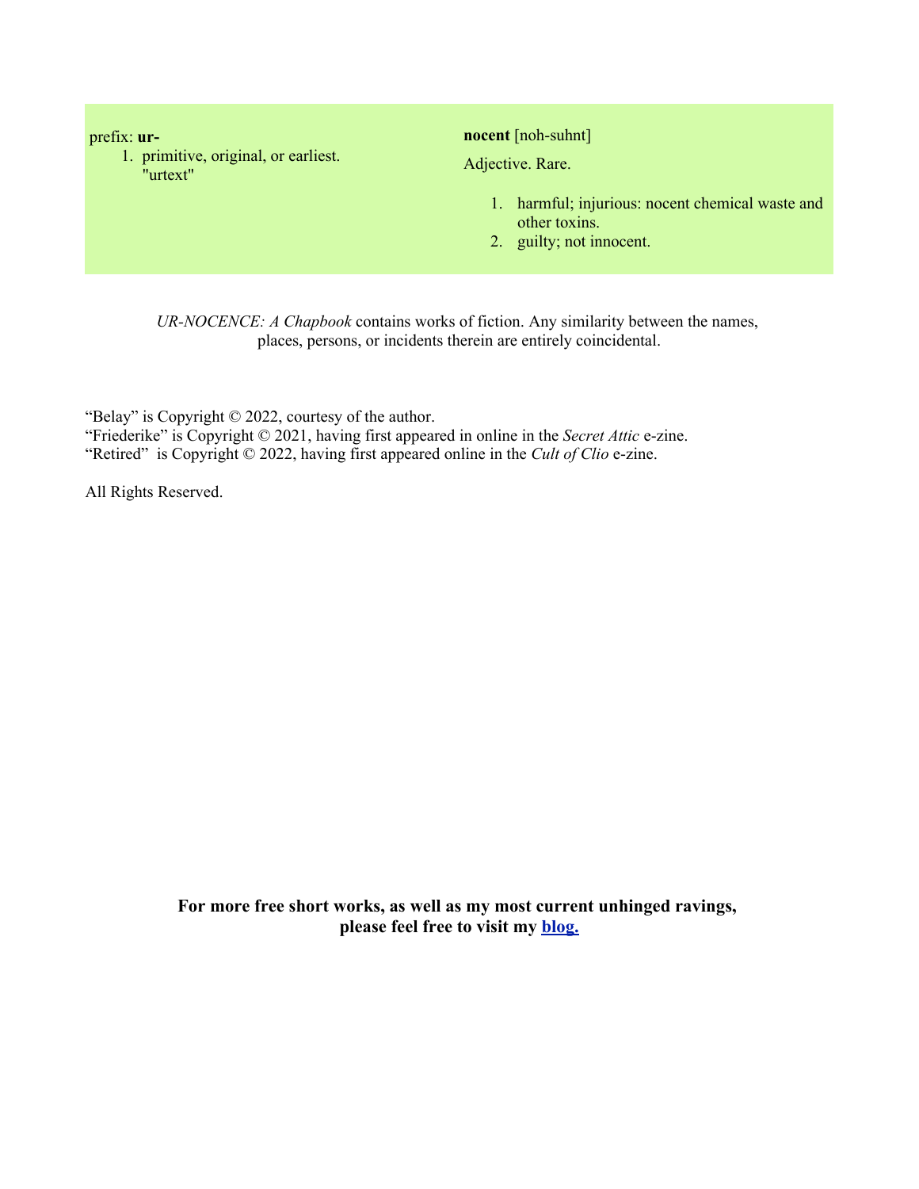prefix: **ur-**

1. primitive, original, or earliest. "urtext"

**nocent** [noh-suhnt]

Adjective. Rare.

1. harmful; injurious: nocent chemical waste and other toxins.
2. guilty; not innocent.

*UR-NOCENCE: A Chapbook* contains works of fiction. Any similarity between the names, places, persons, or incidents therein are entirely coincidental.

"Belay" is Copyright © 2022, courtesy of the author.
"Friederike" is Copyright © 2021, having first appeared in online in the *Secret Attic* e-zine.
"Retired" is Copyright © 2022, having first appeared online in the *Cult of Clio* e-zine.

All Rights Reserved.

**For more free short works, as well as my most current unhinged ravings, please feel free to visit my blog.**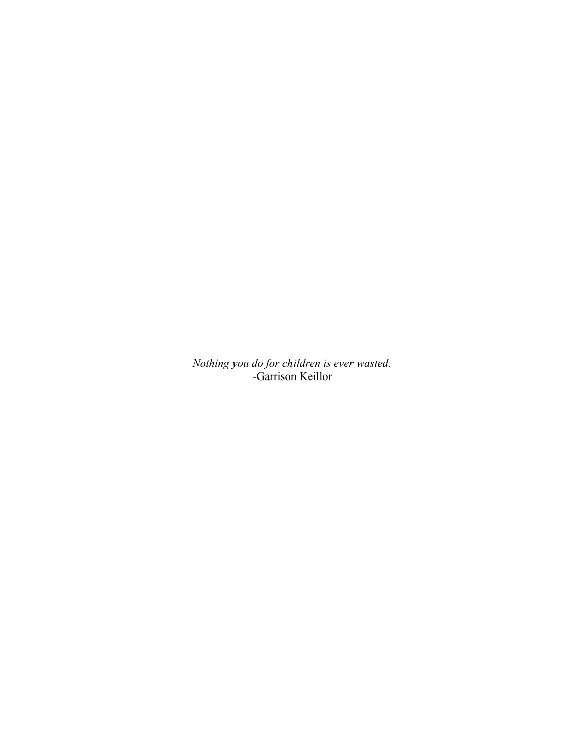*Nothing you do for children is ever wasted.*
-Garrison Keillor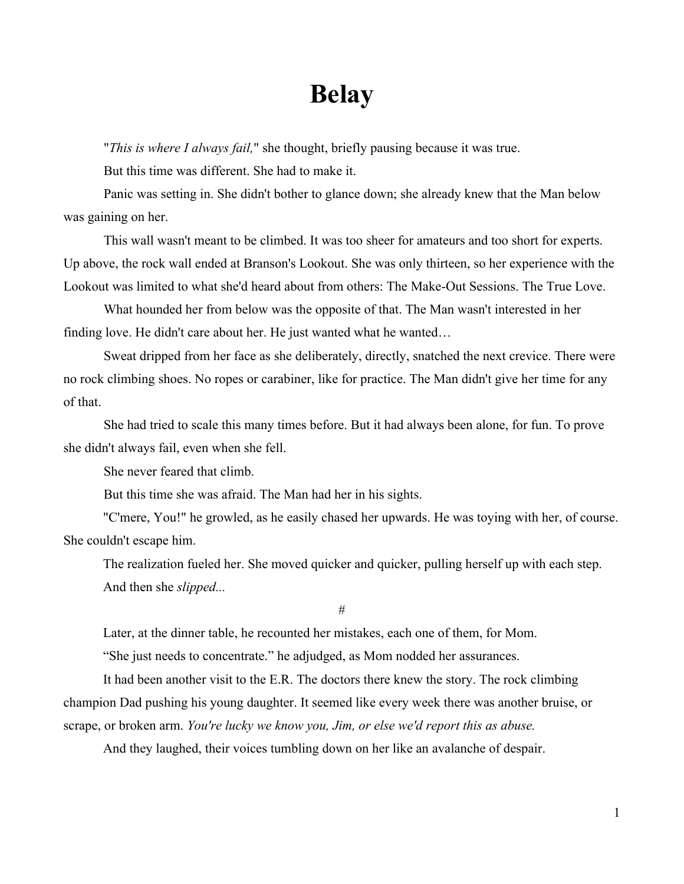# Belay

"*This is where I always fail,*" she thought, briefly pausing because it was true.

But this time was different. She had to make it.

Panic was setting in. She didn't bother to glance down; she already knew that the Man below was gaining on her.

This wall wasn't meant to be climbed. It was too sheer for amateurs and too short for experts. Up above, the rock wall ended at Branson's Lookout. She was only thirteen, so her experience with the Lookout was limited to what she'd heard about from others: The Make-Out Sessions. The True Love.

What hounded her from below was the opposite of that. The Man wasn't interested in her finding love. He didn't care about her. He just wanted what he wanted…

Sweat dripped from her face as she deliberately, directly, snatched the next crevice. There were no rock climbing shoes. No ropes or carabiner, like for practice. The Man didn't give her time for any of that.

She had tried to scale this many times before. But it had always been alone, for fun. To prove she didn't always fail, even when she fell.

She never feared that climb.

But this time she was afraid. The Man had her in his sights.

"C'mere, You!" he growled, as he easily chased her upwards. He was toying with her, of course. She couldn't escape him.

The realization fueled her. She moved quicker and quicker, pulling herself up with each step.

And then she *slipped...*

#

Later, at the dinner table, he recounted her mistakes, each one of them, for Mom.

"She just needs to concentrate." he adjudged, as Mom nodded her assurances.

It had been another visit to the E.R. The doctors there knew the story. The rock climbing champion Dad pushing his young daughter. It seemed like every week there was another bruise, or scrape, or broken arm. *You're lucky we know you, Jim, or else we'd report this as abuse.*

And they laughed, their voices tumbling down on her like an avalanche of despair.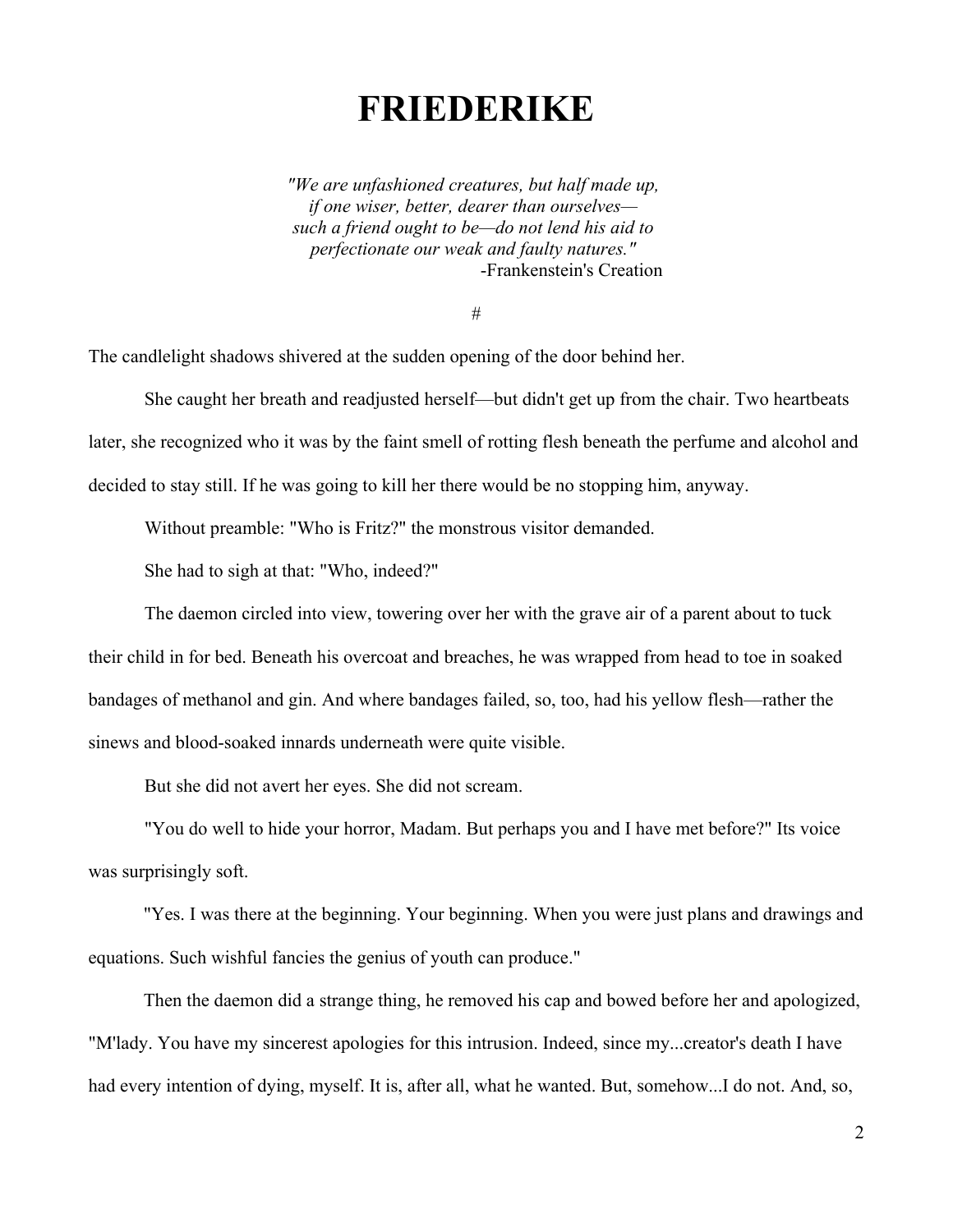# FRIEDERIKE

*"We are unfashioned creatures, but half made up,*
*if one wiser, better, dearer than ourselves—*
*such a friend ought to be—do not lend his aid to*
*perfectionate our weak and faulty natures."*
-Frankenstein's Creation

#

The candlelight shadows shivered at the sudden opening of the door behind her.

She caught her breath and readjusted herself—but didn't get up from the chair. Two heartbeats later, she recognized who it was by the faint smell of rotting flesh beneath the perfume and alcohol and decided to stay still. If he was going to kill her there would be no stopping him, anyway.

Without preamble: "Who is Fritz?" the monstrous visitor demanded.

She had to sigh at that: "Who, indeed?"

The daemon circled into view, towering over her with the grave air of a parent about to tuck their child in for bed. Beneath his overcoat and breaches, he was wrapped from head to toe in soaked bandages of methanol and gin. And where bandages failed, so, too, had his yellow flesh—rather the sinews and blood-soaked innards underneath were quite visible.

But she did not avert her eyes. She did not scream.

"You do well to hide your horror, Madam. But perhaps you and I have met before?" Its voice was surprisingly soft.

"Yes. I was there at the beginning. Your beginning. When you were just plans and drawings and equations. Such wishful fancies the genius of youth can produce."

Then the daemon did a strange thing, he removed his cap and bowed before her and apologized, "M'lady. You have my sincerest apologies for this intrusion. Indeed, since my...creator's death I have had every intention of dying, myself. It is, after all, what he wanted. But, somehow...I do not. And, so,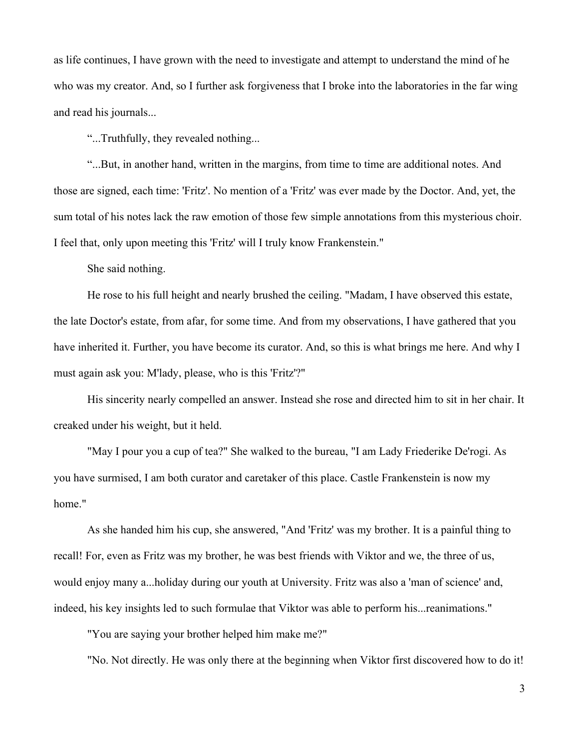as life continues, I have grown with the need to investigate and attempt to understand the mind of he who was my creator. And, so I further ask forgiveness that I broke into the laboratories in the far wing and read his journals...

"...Truthfully, they revealed nothing...

"...But, in another hand, written in the margins, from time to time are additional notes. And those are signed, each time: 'Fritz'. No mention of a 'Fritz' was ever made by the Doctor. And, yet, the sum total of his notes lack the raw emotion of those few simple annotations from this mysterious choir. I feel that, only upon meeting this 'Fritz' will I truly know Frankenstein."

She said nothing.

He rose to his full height and nearly brushed the ceiling. "Madam, I have observed this estate, the late Doctor's estate, from afar, for some time. And from my observations, I have gathered that you have inherited it. Further, you have become its curator. And, so this is what brings me here. And why I must again ask you: M'lady, please, who is this 'Fritz'?"

His sincerity nearly compelled an answer. Instead she rose and directed him to sit in her chair. It creaked under his weight, but it held.

"May I pour you a cup of tea?" She walked to the bureau, "I am Lady Friederike De'rogi. As you have surmised, I am both curator and caretaker of this place. Castle Frankenstein is now my home."

As she handed him his cup, she answered, "And 'Fritz' was my brother. It is a painful thing to recall! For, even as Fritz was my brother, he was best friends with Viktor and we, the three of us, would enjoy many a...holiday during our youth at University. Fritz was also a 'man of science' and, indeed, his key insights led to such formulae that Viktor was able to perform his...reanimations."

"You are saying your brother helped him make me?"

"No. Not directly. He was only there at the beginning when Viktor first discovered how to do it!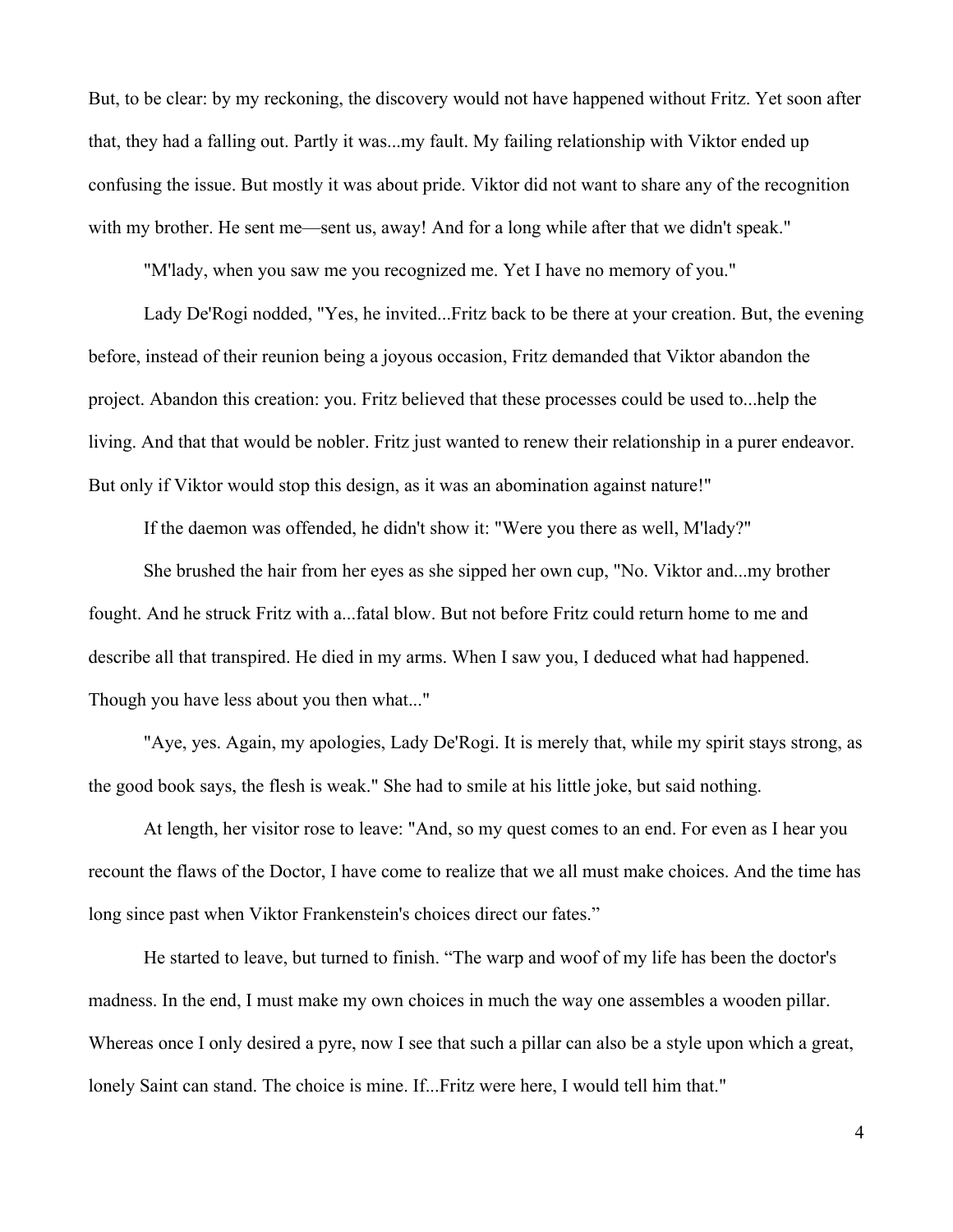But, to be clear: by my reckoning, the discovery would not have happened without Fritz. Yet soon after that, they had a falling out. Partly it was...my fault. My failing relationship with Viktor ended up confusing the issue. But mostly it was about pride. Viktor did not want to share any of the recognition with my brother. He sent me—sent us, away! And for a long while after that we didn't speak."

"M'lady, when you saw me you recognized me. Yet I have no memory of you."

Lady De'Rogi nodded, "Yes, he invited...Fritz back to be there at your creation. But, the evening before, instead of their reunion being a joyous occasion, Fritz demanded that Viktor abandon the project. Abandon this creation: you. Fritz believed that these processes could be used to...help the living. And that that would be nobler. Fritz just wanted to renew their relationship in a purer endeavor. But only if Viktor would stop this design, as it was an abomination against nature!"

If the daemon was offended, he didn't show it: "Were you there as well, M'lady?"

She brushed the hair from her eyes as she sipped her own cup, "No. Viktor and...my brother fought. And he struck Fritz with a...fatal blow. But not before Fritz could return home to me and describe all that transpired. He died in my arms. When I saw you, I deduced what had happened. Though you have less about you then what..."

"Aye, yes. Again, my apologies, Lady De'Rogi. It is merely that, while my spirit stays strong, as the good book says, the flesh is weak." She had to smile at his little joke, but said nothing.

At length, her visitor rose to leave: "And, so my quest comes to an end. For even as I hear you recount the flaws of the Doctor, I have come to realize that we all must make choices. And the time has long since past when Viktor Frankenstein's choices direct our fates."

He started to leave, but turned to finish. "The warp and woof of my life has been the doctor's madness. In the end, I must make my own choices in much the way one assembles a wooden pillar. Whereas once I only desired a pyre, now I see that such a pillar can also be a style upon which a great, lonely Saint can stand. The choice is mine. If...Fritz were here, I would tell him that."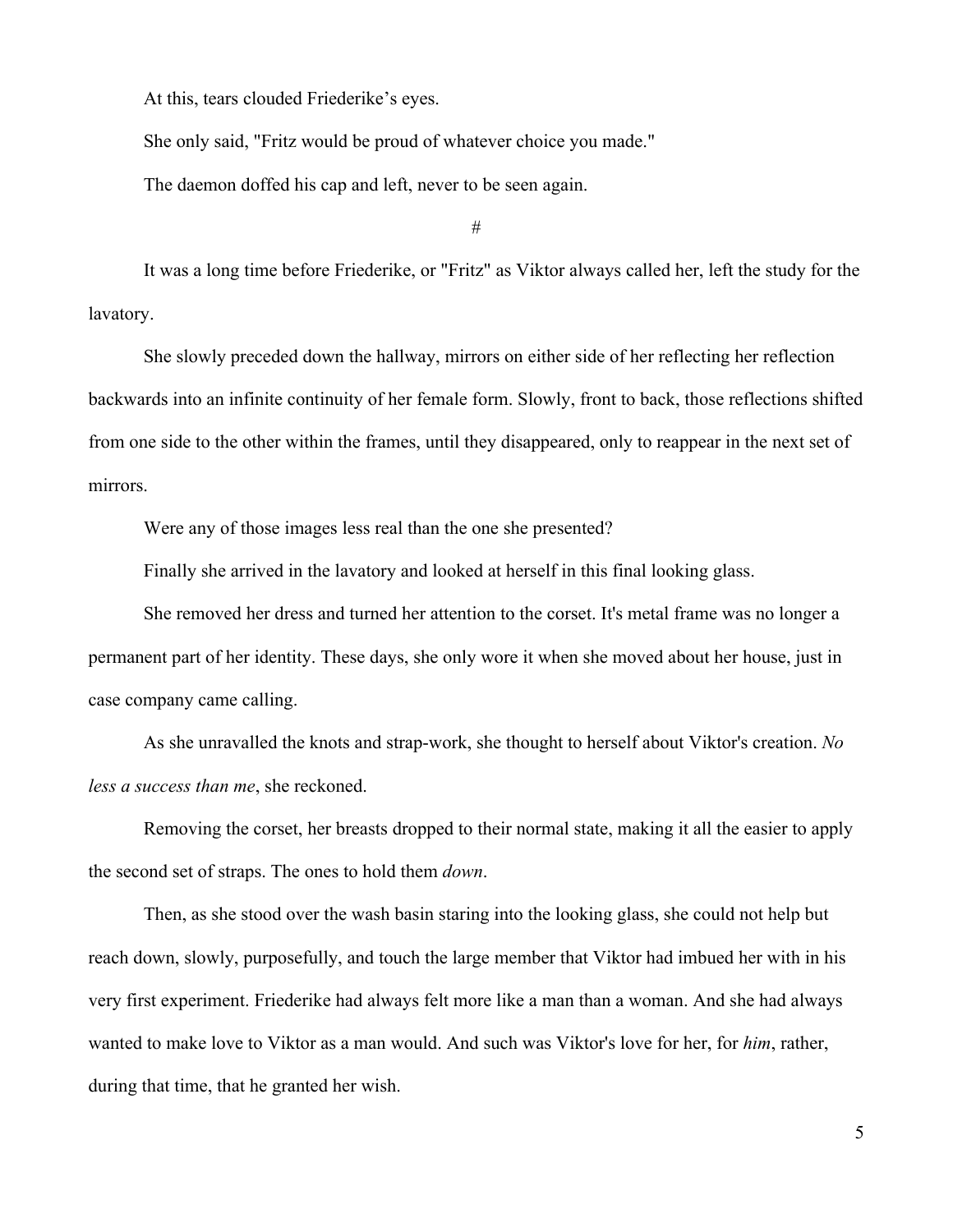At this, tears clouded Friederike's eyes.

She only said, "Fritz would be proud of whatever choice you made."

The daemon doffed his cap and left, never to be seen again.

#

It was a long time before Friederike, or "Fritz" as Viktor always called her, left the study for the lavatory.

She slowly preceded down the hallway, mirrors on either side of her reflecting her reflection backwards into an infinite continuity of her female form. Slowly, front to back, those reflections shifted from one side to the other within the frames, until they disappeared, only to reappear in the next set of mirrors.

Were any of those images less real than the one she presented?

Finally she arrived in the lavatory and looked at herself in this final looking glass.

She removed her dress and turned her attention to the corset. It's metal frame was no longer a permanent part of her identity. These days, she only wore it when she moved about her house, just in case company came calling.

As she unravalled the knots and strap-work, she thought to herself about Viktor's creation. *No less a success than me*, she reckoned.

Removing the corset, her breasts dropped to their normal state, making it all the easier to apply the second set of straps. The ones to hold them *down*.

Then, as she stood over the wash basin staring into the looking glass, she could not help but reach down, slowly, purposefully, and touch the large member that Viktor had imbued her with in his very first experiment. Friederike had always felt more like a man than a woman. And she had always wanted to make love to Viktor as a man would. And such was Viktor's love for her, for *him*, rather, during that time, that he granted her wish.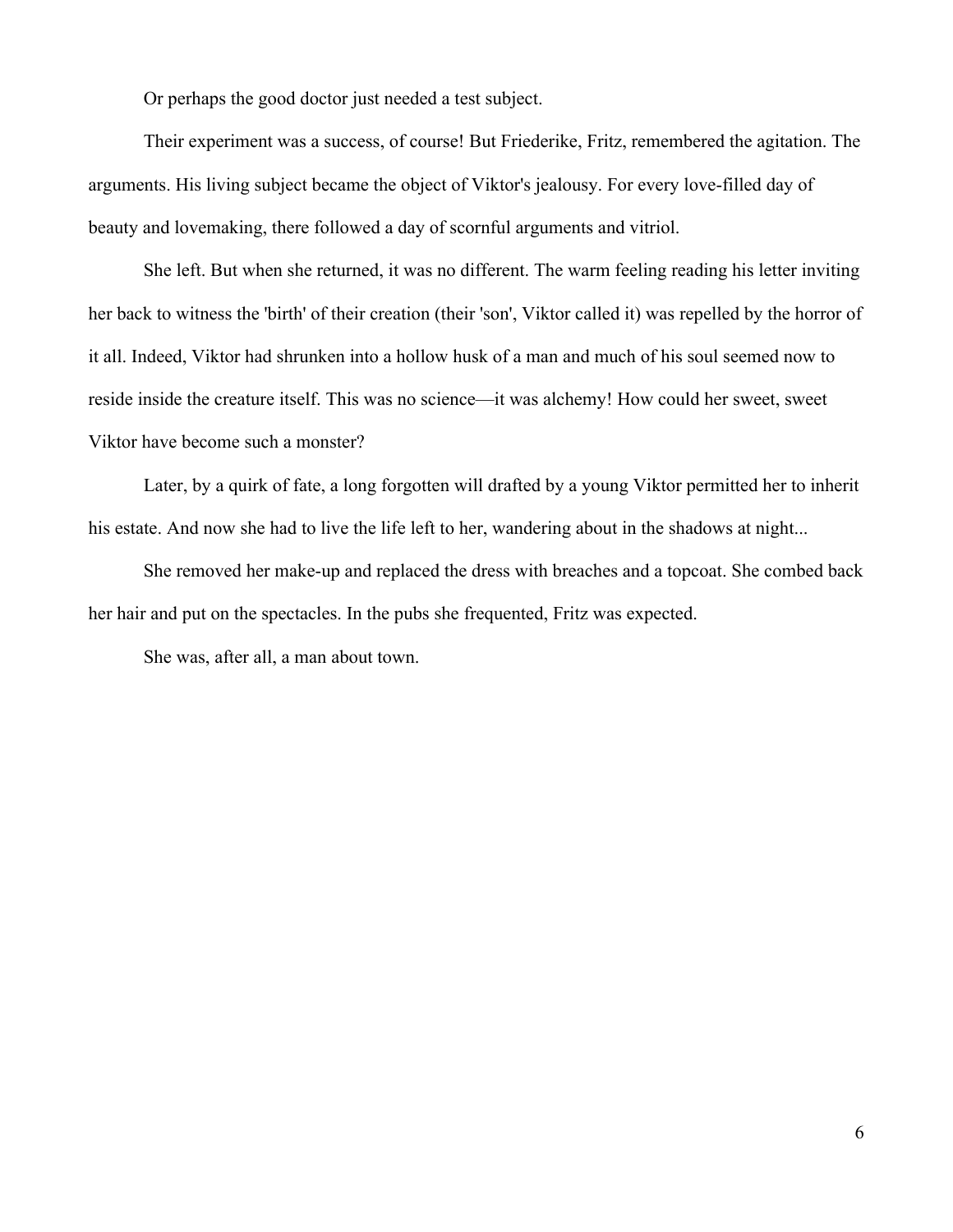Or perhaps the good doctor just needed a test subject.

Their experiment was a success, of course! But Friederike, Fritz, remembered the agitation. The arguments. His living subject became the object of Viktor's jealousy. For every love-filled day of beauty and lovemaking, there followed a day of scornful arguments and vitriol.

She left. But when she returned, it was no different. The warm feeling reading his letter inviting her back to witness the 'birth' of their creation (their 'son', Viktor called it) was repelled by the horror of it all. Indeed, Viktor had shrunken into a hollow husk of a man and much of his soul seemed now to reside inside the creature itself. This was no science—it was alchemy! How could her sweet, sweet Viktor have become such a monster?

Later, by a quirk of fate, a long forgotten will drafted by a young Viktor permitted her to inherit his estate. And now she had to live the life left to her, wandering about in the shadows at night...

She removed her make-up and replaced the dress with breaches and a topcoat. She combed back her hair and put on the spectacles. In the pubs she frequented, Fritz was expected.

She was, after all, a man about town.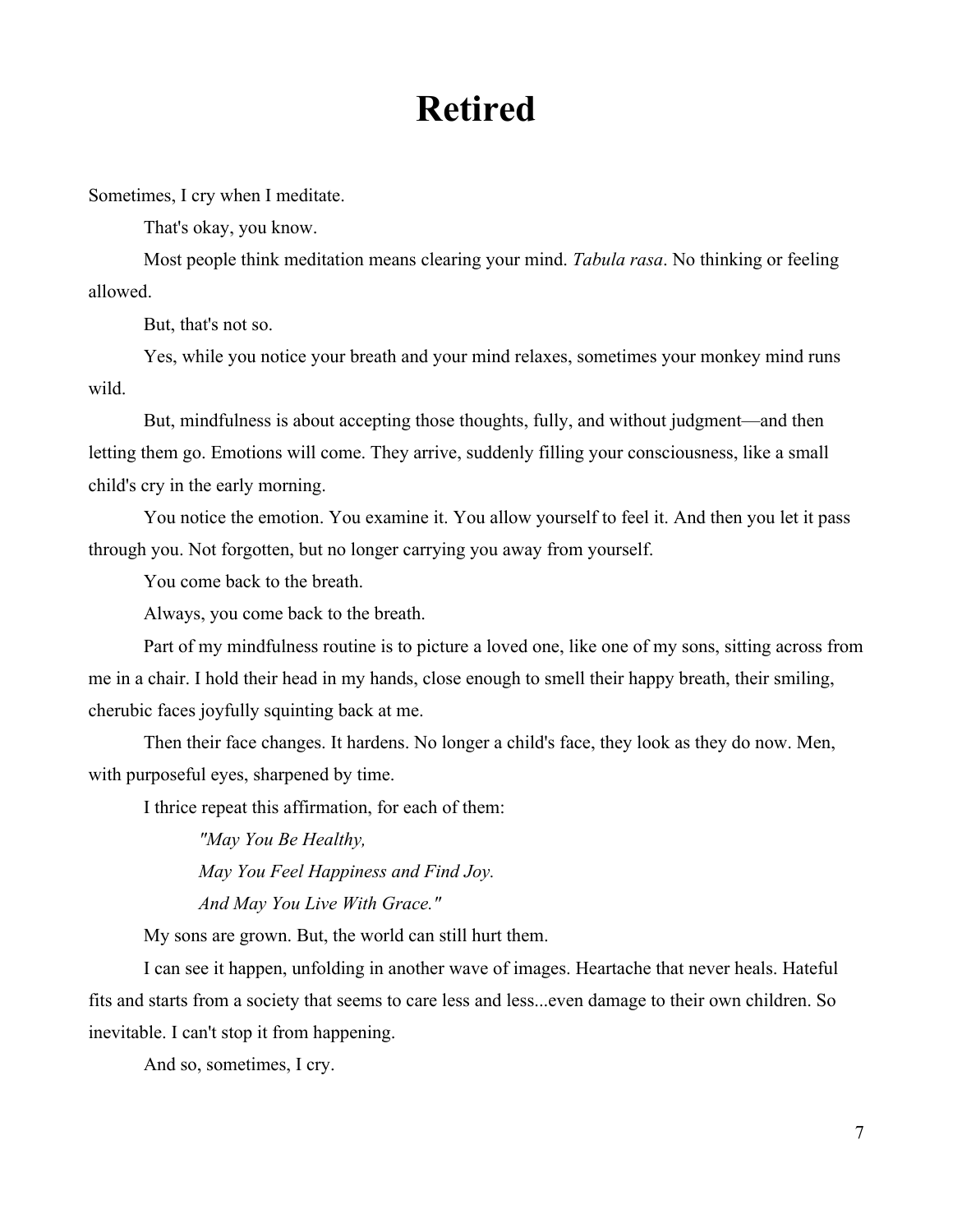# Retired

Sometimes, I cry when I meditate.

That's okay, you know.

Most people think meditation means clearing your mind. *Tabula rasa*. No thinking or feeling allowed.

But, that's not so.

Yes, while you notice your breath and your mind relaxes, sometimes your monkey mind runs wild.

But, mindfulness is about accepting those thoughts, fully, and without judgment—and then letting them go. Emotions will come. They arrive, suddenly filling your consciousness, like a small child's cry in the early morning.

You notice the emotion. You examine it. You allow yourself to feel it. And then you let it pass through you. Not forgotten, but no longer carrying you away from yourself.

You come back to the breath.

Always, you come back to the breath.

Part of my mindfulness routine is to picture a loved one, like one of my sons, sitting across from me in a chair. I hold their head in my hands, close enough to smell their happy breath, their smiling, cherubic faces joyfully squinting back at me.

Then their face changes. It hardens. No longer a child's face, they look as they do now. Men, with purposeful eyes, sharpened by time.

I thrice repeat this affirmation, for each of them:

> *"May You Be Healthy,*
>
> *May You Feel Happiness and Find Joy.*
>
> *And May You Live With Grace."*

My sons are grown. But, the world can still hurt them.

I can see it happen, unfolding in another wave of images. Heartache that never heals. Hateful fits and starts from a society that seems to care less and less...even damage to their own children. So inevitable. I can't stop it from happening.

And so, sometimes, I cry.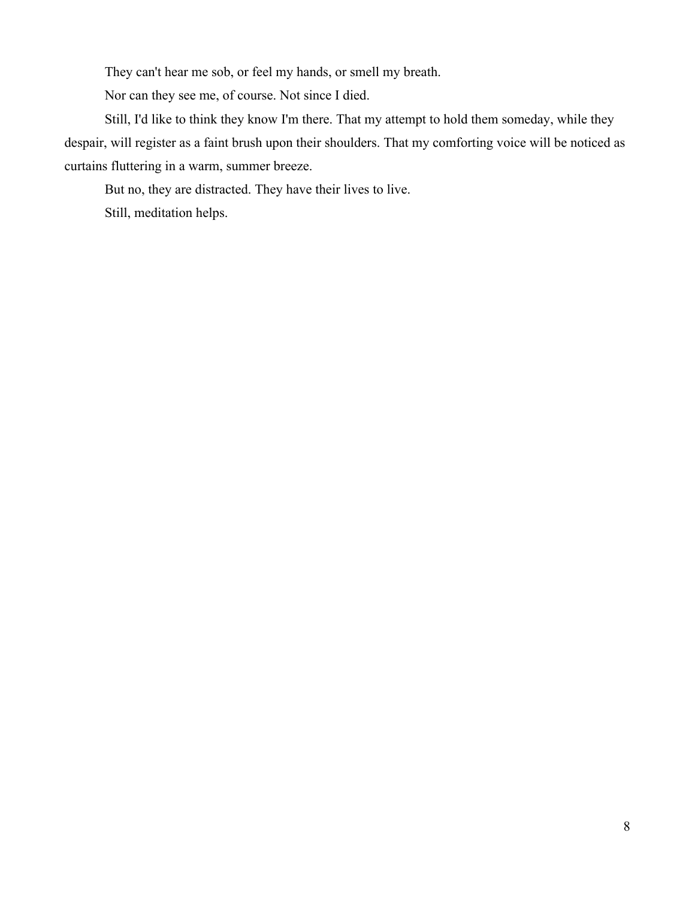They can't hear me sob, or feel my hands, or smell my breath.

Nor can they see me, of course. Not since I died.

Still, I'd like to think they know I'm there. That my attempt to hold them someday, while they despair, will register as a faint brush upon their shoulders. That my comforting voice will be noticed as curtains fluttering in a warm, summer breeze.

But no, they are distracted. They have their lives to live.

Still, meditation helps.